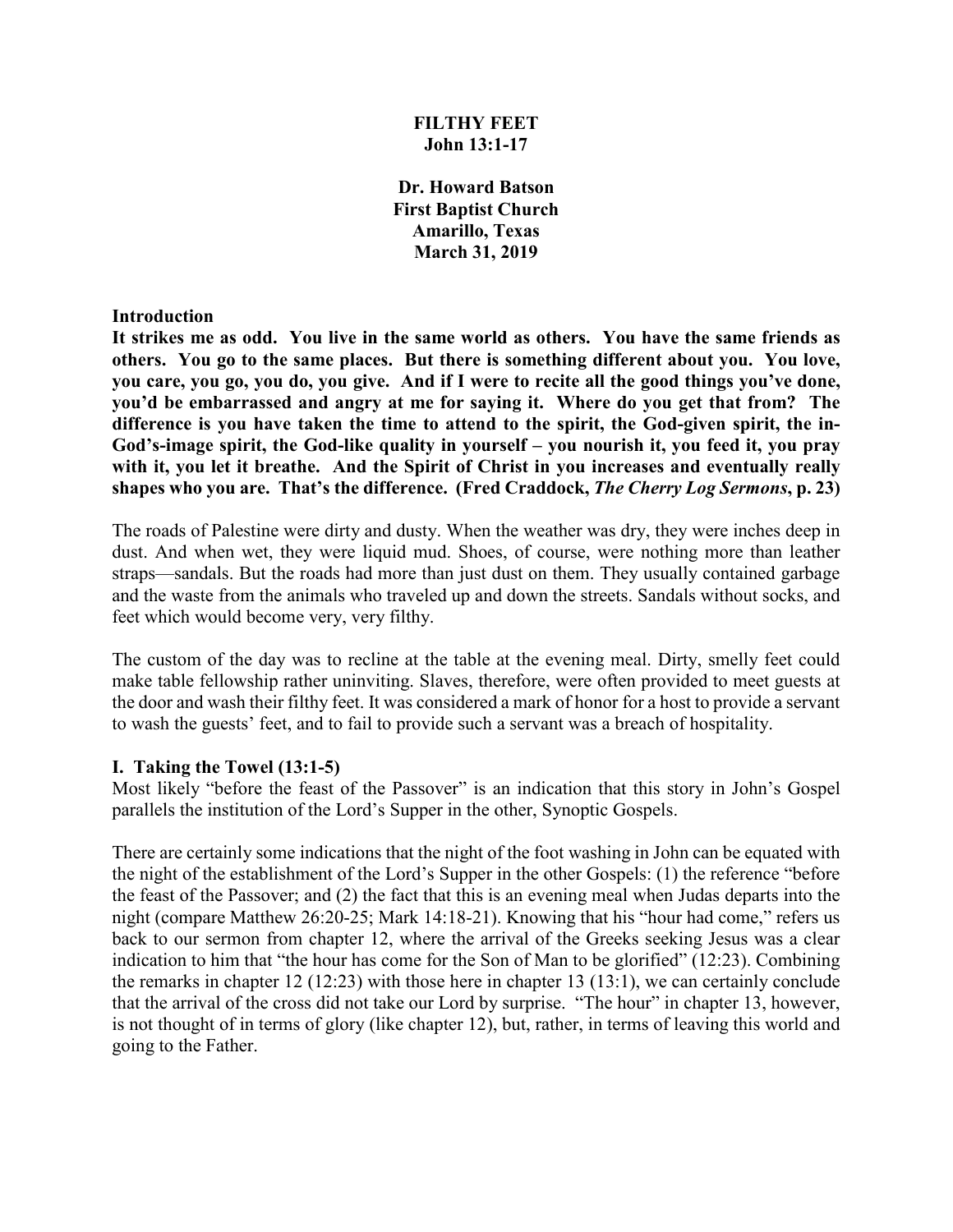# FILTHY FEET
## John 13:1-17

**Dr. Howard Batson**
**First Baptist Church**
**Amarillo, Texas**
**March 31, 2019**

### Introduction

**It strikes me as odd. You live in the same world as others. You have the same friends as others. You go to the same places. But there is something different about you. You love, you care, you go, you do, you give. And if I were to recite all the good things you've done, you'd be embarrassed and angry at me for saying it. Where do you get that from? The difference is you have taken the time to attend to the spirit, the God-given spirit, the in-God's-image spirit, the God-like quality in yourself – you nourish it, you feed it, you pray with it, you let it breathe. And the Spirit of Christ in you increases and eventually really shapes who you are. That's the difference. (Fred Craddock, *The Cherry Log Sermons*, p. 23)**

The roads of Palestine were dirty and dusty. When the weather was dry, they were inches deep in dust. And when wet, they were liquid mud. Shoes, of course, were nothing more than leather straps—sandals. But the roads had more than just dust on them. They usually contained garbage and the waste from the animals who traveled up and down the streets. Sandals without socks, and feet which would become very, very filthy.

The custom of the day was to recline at the table at the evening meal. Dirty, smelly feet could make table fellowship rather uninviting. Slaves, therefore, were often provided to meet guests at the door and wash their filthy feet. It was considered a mark of honor for a host to provide a servant to wash the guests' feet, and to fail to provide such a servant was a breach of hospitality.

### I. Taking the Towel (13:1-5)

Most likely "before the feast of the Passover" is an indication that this story in John's Gospel parallels the institution of the Lord's Supper in the other, Synoptic Gospels.

There are certainly some indications that the night of the foot washing in John can be equated with the night of the establishment of the Lord's Supper in the other Gospels: (1) the reference "before the feast of the Passover; and (2) the fact that this is an evening meal when Judas departs into the night (compare Matthew 26:20-25; Mark 14:18-21). Knowing that his "hour had come," refers us back to our sermon from chapter 12, where the arrival of the Greeks seeking Jesus was a clear indication to him that "the hour has come for the Son of Man to be glorified" (12:23). Combining the remarks in chapter 12 (12:23) with those here in chapter 13 (13:1), we can certainly conclude that the arrival of the cross did not take our Lord by surprise. "The hour" in chapter 13, however, is not thought of in terms of glory (like chapter 12), but, rather, in terms of leaving this world and going to the Father.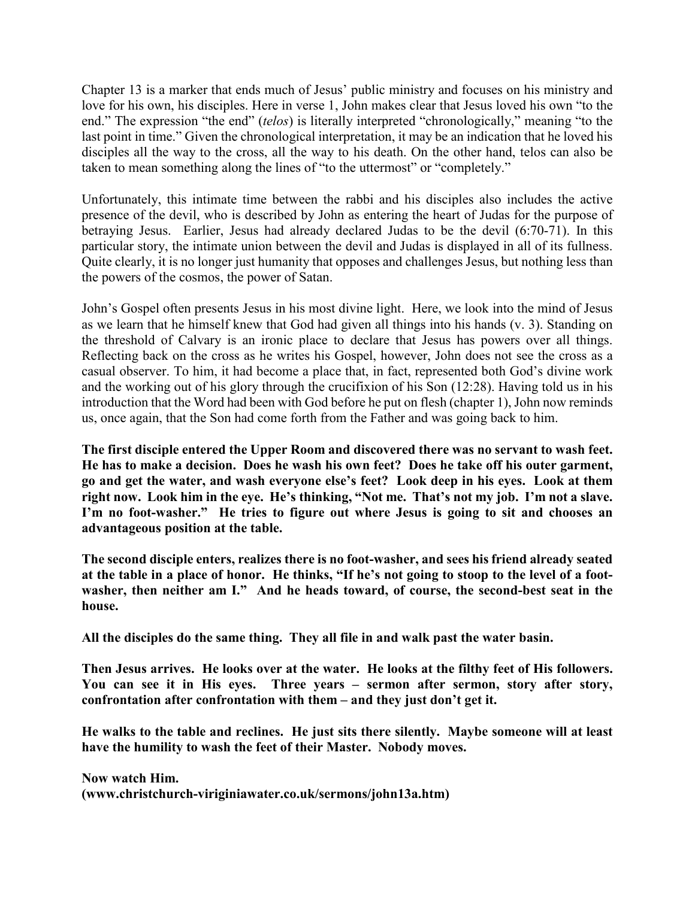Chapter 13 is a marker that ends much of Jesus' public ministry and focuses on his ministry and love for his own, his disciples. Here in verse 1, John makes clear that Jesus loved his own "to the end." The expression "the end" (*telos*) is literally interpreted "chronologically," meaning "to the last point in time." Given the chronological interpretation, it may be an indication that he loved his disciples all the way to the cross, all the way to his death. On the other hand, telos can also be taken to mean something along the lines of "to the uttermost" or "completely."

Unfortunately, this intimate time between the rabbi and his disciples also includes the active presence of the devil, who is described by John as entering the heart of Judas for the purpose of betraying Jesus. Earlier, Jesus had already declared Judas to be the devil (6:70-71). In this particular story, the intimate union between the devil and Judas is displayed in all of its fullness. Quite clearly, it is no longer just humanity that opposes and challenges Jesus, but nothing less than the powers of the cosmos, the power of Satan.

John's Gospel often presents Jesus in his most divine light. Here, we look into the mind of Jesus as we learn that he himself knew that God had given all things into his hands (v. 3). Standing on the threshold of Calvary is an ironic place to declare that Jesus has powers over all things. Reflecting back on the cross as he writes his Gospel, however, John does not see the cross as a casual observer. To him, it had become a place that, in fact, represented both God's divine work and the working out of his glory through the crucifixion of his Son (12:28). Having told us in his introduction that the Word had been with God before he put on flesh (chapter 1), John now reminds us, once again, that the Son had come forth from the Father and was going back to him.

**The first disciple entered the Upper Room and discovered there was no servant to wash feet. He has to make a decision. Does he wash his own feet? Does he take off his outer garment, go and get the water, and wash everyone else's feet? Look deep in his eyes. Look at them right now. Look him in the eye. He's thinking, "Not me. That's not my job. I'm not a slave. I'm no foot-washer." He tries to figure out where Jesus is going to sit and chooses an advantageous position at the table.**

**The second disciple enters, realizes there is no foot-washer, and sees his friend already seated at the table in a place of honor. He thinks, "If he's not going to stoop to the level of a foot-washer, then neither am I." And he heads toward, of course, the second-best seat in the house.**

**All the disciples do the same thing. They all file in and walk past the water basin.**

**Then Jesus arrives. He looks over at the water. He looks at the filthy feet of His followers. You can see it in His eyes. Three years – sermon after sermon, story after story, confrontation after confrontation with them – and they just don't get it.**

**He walks to the table and reclines. He just sits there silently. Maybe someone will at least have the humility to wash the feet of their Master. Nobody moves.**

**Now watch Him.**
**(www.christchurch-viriginiawater.co.uk/sermons/john13a.htm)**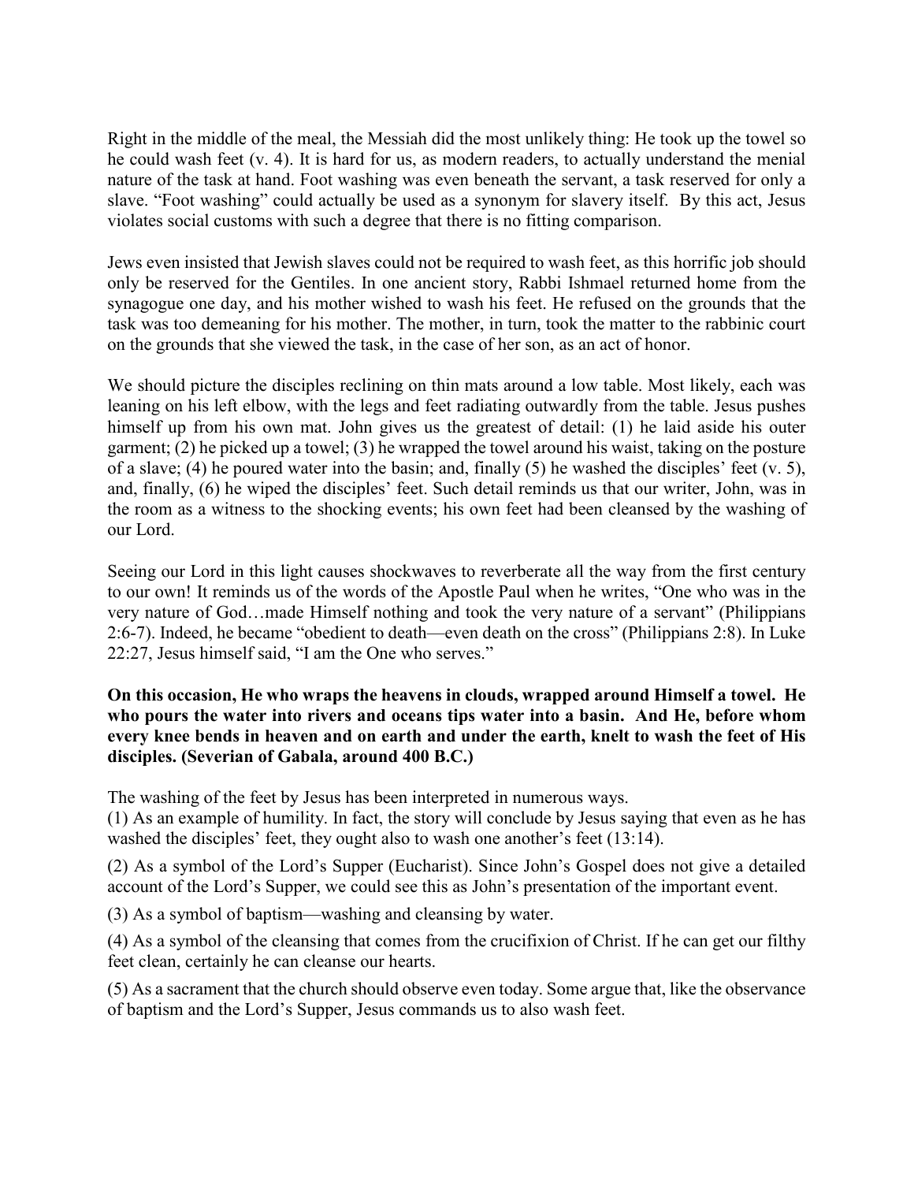Right in the middle of the meal, the Messiah did the most unlikely thing: He took up the towel so he could wash feet (v. 4). It is hard for us, as modern readers, to actually understand the menial nature of the task at hand. Foot washing was even beneath the servant, a task reserved for only a slave. "Foot washing" could actually be used as a synonym for slavery itself. By this act, Jesus violates social customs with such a degree that there is no fitting comparison.

Jews even insisted that Jewish slaves could not be required to wash feet, as this horrific job should only be reserved for the Gentiles. In one ancient story, Rabbi Ishmael returned home from the synagogue one day, and his mother wished to wash his feet. He refused on the grounds that the task was too demeaning for his mother. The mother, in turn, took the matter to the rabbinic court on the grounds that she viewed the task, in the case of her son, as an act of honor.

We should picture the disciples reclining on thin mats around a low table. Most likely, each was leaning on his left elbow, with the legs and feet radiating outwardly from the table. Jesus pushes himself up from his own mat. John gives us the greatest of detail: (1) he laid aside his outer garment; (2) he picked up a towel; (3) he wrapped the towel around his waist, taking on the posture of a slave; (4) he poured water into the basin; and, finally (5) he washed the disciples' feet (v. 5), and, finally, (6) he wiped the disciples' feet. Such detail reminds us that our writer, John, was in the room as a witness to the shocking events; his own feet had been cleansed by the washing of our Lord.

Seeing our Lord in this light causes shockwaves to reverberate all the way from the first century to our own! It reminds us of the words of the Apostle Paul when he writes, "One who was in the very nature of God…made Himself nothing and took the very nature of a servant" (Philippians 2:6-7). Indeed, he became "obedient to death—even death on the cross" (Philippians 2:8). In Luke 22:27, Jesus himself said, "I am the One who serves."

**On this occasion, He who wraps the heavens in clouds, wrapped around Himself a towel. He who pours the water into rivers and oceans tips water into a basin. And He, before whom every knee bends in heaven and on earth and under the earth, knelt to wash the feet of His disciples. (Severian of Gabala, around 400 B.C.)**

The washing of the feet by Jesus has been interpreted in numerous ways.

(1) As an example of humility. In fact, the story will conclude by Jesus saying that even as he has washed the disciples' feet, they ought also to wash one another's feet (13:14).

(2) As a symbol of the Lord's Supper (Eucharist). Since John's Gospel does not give a detailed account of the Lord's Supper, we could see this as John's presentation of the important event.

(3) As a symbol of baptism—washing and cleansing by water.

(4) As a symbol of the cleansing that comes from the crucifixion of Christ. If he can get our filthy feet clean, certainly he can cleanse our hearts.

(5) As a sacrament that the church should observe even today. Some argue that, like the observance of baptism and the Lord's Supper, Jesus commands us to also wash feet.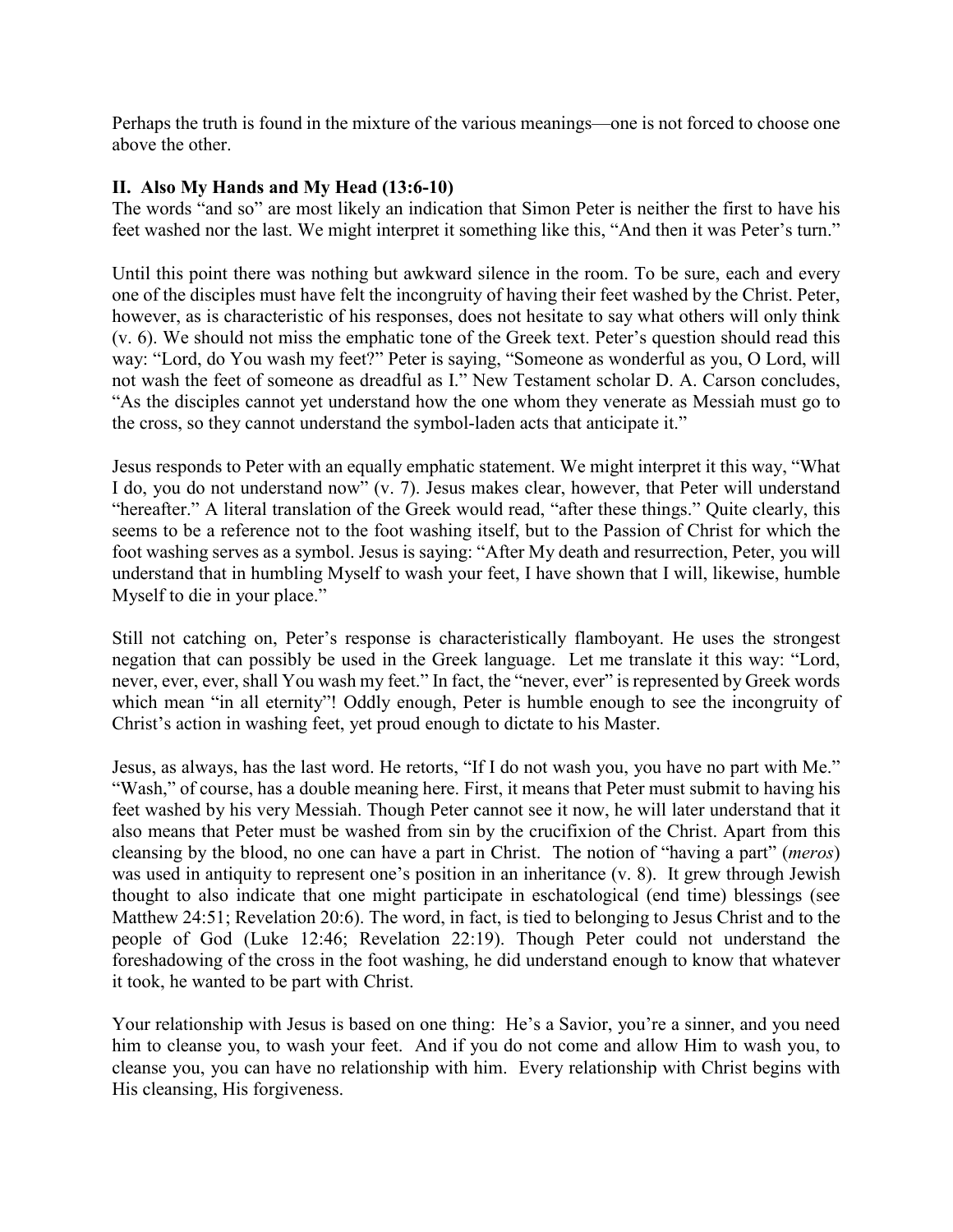Perhaps the truth is found in the mixture of the various meanings—one is not forced to choose one above the other.

### II. Also My Hands and My Head (13:6-10)

The words "and so" are most likely an indication that Simon Peter is neither the first to have his feet washed nor the last. We might interpret it something like this, "And then it was Peter's turn."

Until this point there was nothing but awkward silence in the room. To be sure, each and every one of the disciples must have felt the incongruity of having their feet washed by the Christ. Peter, however, as is characteristic of his responses, does not hesitate to say what others will only think (v. 6). We should not miss the emphatic tone of the Greek text. Peter's question should read this way: "Lord, do You wash my feet?" Peter is saying, "Someone as wonderful as you, O Lord, will not wash the feet of someone as dreadful as I." New Testament scholar D. A. Carson concludes, "As the disciples cannot yet understand how the one whom they venerate as Messiah must go to the cross, so they cannot understand the symbol-laden acts that anticipate it."

Jesus responds to Peter with an equally emphatic statement. We might interpret it this way, "What I do, you do not understand now" (v. 7). Jesus makes clear, however, that Peter will understand "hereafter." A literal translation of the Greek would read, "after these things." Quite clearly, this seems to be a reference not to the foot washing itself, but to the Passion of Christ for which the foot washing serves as a symbol. Jesus is saying: "After My death and resurrection, Peter, you will understand that in humbling Myself to wash your feet, I have shown that I will, likewise, humble Myself to die in your place."

Still not catching on, Peter's response is characteristically flamboyant. He uses the strongest negation that can possibly be used in the Greek language. Let me translate it this way: "Lord, never, ever, ever, shall You wash my feet." In fact, the "never, ever" is represented by Greek words which mean "in all eternity"! Oddly enough, Peter is humble enough to see the incongruity of Christ's action in washing feet, yet proud enough to dictate to his Master.

Jesus, as always, has the last word. He retorts, "If I do not wash you, you have no part with Me." "Wash," of course, has a double meaning here. First, it means that Peter must submit to having his feet washed by his very Messiah. Though Peter cannot see it now, he will later understand that it also means that Peter must be washed from sin by the crucifixion of the Christ. Apart from this cleansing by the blood, no one can have a part in Christ. The notion of "having a part" (*meros*) was used in antiquity to represent one's position in an inheritance (v. 8). It grew through Jewish thought to also indicate that one might participate in eschatological (end time) blessings (see Matthew 24:51; Revelation 20:6). The word, in fact, is tied to belonging to Jesus Christ and to the people of God (Luke 12:46; Revelation 22:19). Though Peter could not understand the foreshadowing of the cross in the foot washing, he did understand enough to know that whatever it took, he wanted to be part with Christ.

Your relationship with Jesus is based on one thing: He's a Savior, you're a sinner, and you need him to cleanse you, to wash your feet. And if you do not come and allow Him to wash you, to cleanse you, you can have no relationship with him. Every relationship with Christ begins with His cleansing, His forgiveness.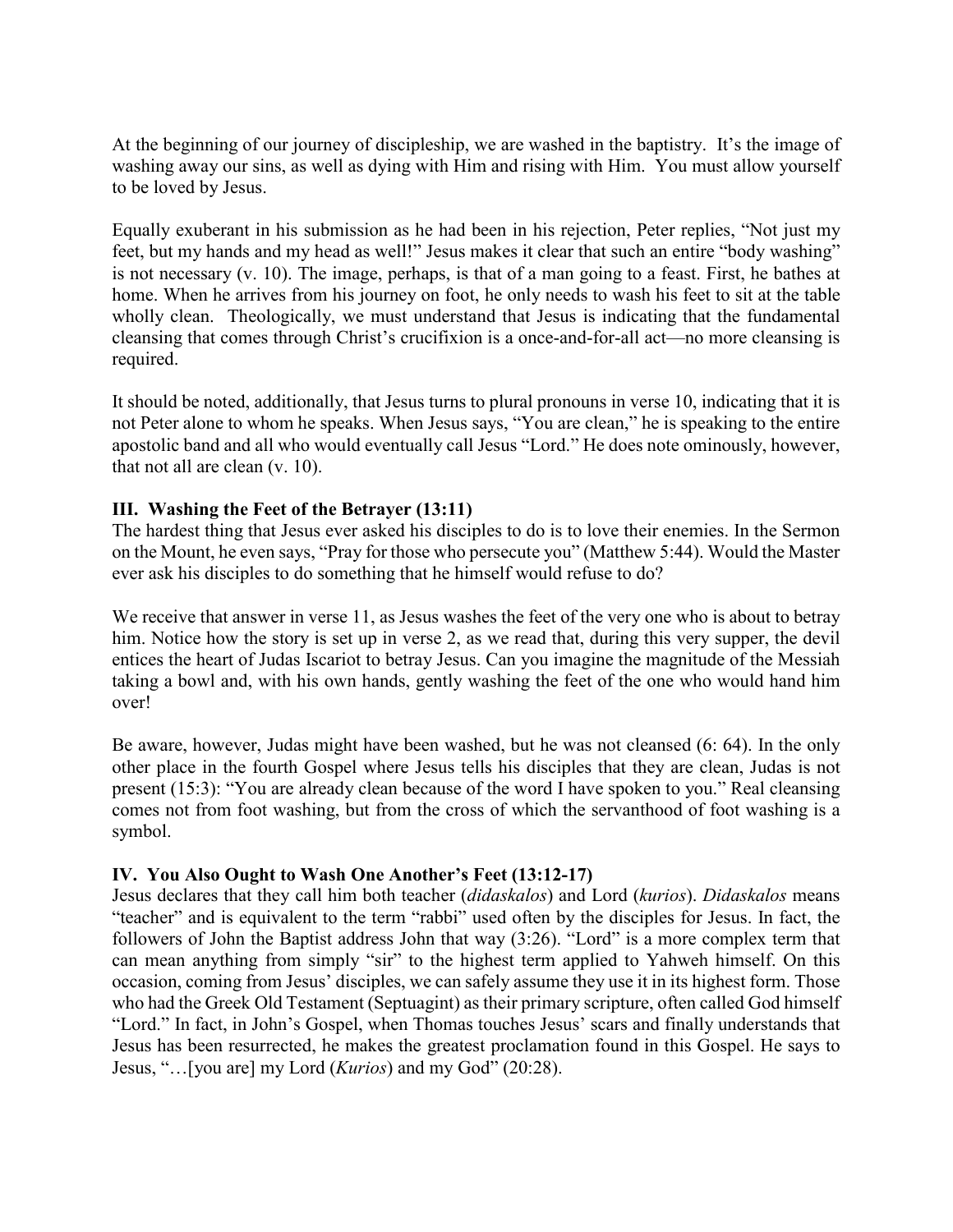At the beginning of our journey of discipleship, we are washed in the baptistry. It's the image of washing away our sins, as well as dying with Him and rising with Him. You must allow yourself to be loved by Jesus.

Equally exuberant in his submission as he had been in his rejection, Peter replies, "Not just my feet, but my hands and my head as well!" Jesus makes it clear that such an entire "body washing" is not necessary (v. 10). The image, perhaps, is that of a man going to a feast. First, he bathes at home. When he arrives from his journey on foot, he only needs to wash his feet to sit at the table wholly clean. Theologically, we must understand that Jesus is indicating that the fundamental cleansing that comes through Christ's crucifixion is a once-and-for-all act—no more cleansing is required.

It should be noted, additionally, that Jesus turns to plural pronouns in verse 10, indicating that it is not Peter alone to whom he speaks. When Jesus says, "You are clean," he is speaking to the entire apostolic band and all who would eventually call Jesus "Lord." He does note ominously, however, that not all are clean (v. 10).

### III. Washing the Feet of the Betrayer (13:11)

The hardest thing that Jesus ever asked his disciples to do is to love their enemies. In the Sermon on the Mount, he even says, "Pray for those who persecute you" (Matthew 5:44). Would the Master ever ask his disciples to do something that he himself would refuse to do?

We receive that answer in verse 11, as Jesus washes the feet of the very one who is about to betray him. Notice how the story is set up in verse 2, as we read that, during this very supper, the devil entices the heart of Judas Iscariot to betray Jesus. Can you imagine the magnitude of the Messiah taking a bowl and, with his own hands, gently washing the feet of the one who would hand him over!

Be aware, however, Judas might have been washed, but he was not cleansed (6: 64). In the only other place in the fourth Gospel where Jesus tells his disciples that they are clean, Judas is not present (15:3): "You are already clean because of the word I have spoken to you." Real cleansing comes not from foot washing, but from the cross of which the servanthood of foot washing is a symbol.

### IV. You Also Ought to Wash One Another's Feet (13:12-17)

Jesus declares that they call him both teacher (*didaskalos*) and Lord (*kurios*). *Didaskalos* means "teacher" and is equivalent to the term "rabbi" used often by the disciples for Jesus. In fact, the followers of John the Baptist address John that way (3:26). "Lord" is a more complex term that can mean anything from simply "sir" to the highest term applied to Yahweh himself. On this occasion, coming from Jesus' disciples, we can safely assume they use it in its highest form. Those who had the Greek Old Testament (Septuagint) as their primary scripture, often called God himself "Lord." In fact, in John's Gospel, when Thomas touches Jesus' scars and finally understands that Jesus has been resurrected, he makes the greatest proclamation found in this Gospel. He says to Jesus, "…[you are] my Lord (*Kurios*) and my God" (20:28).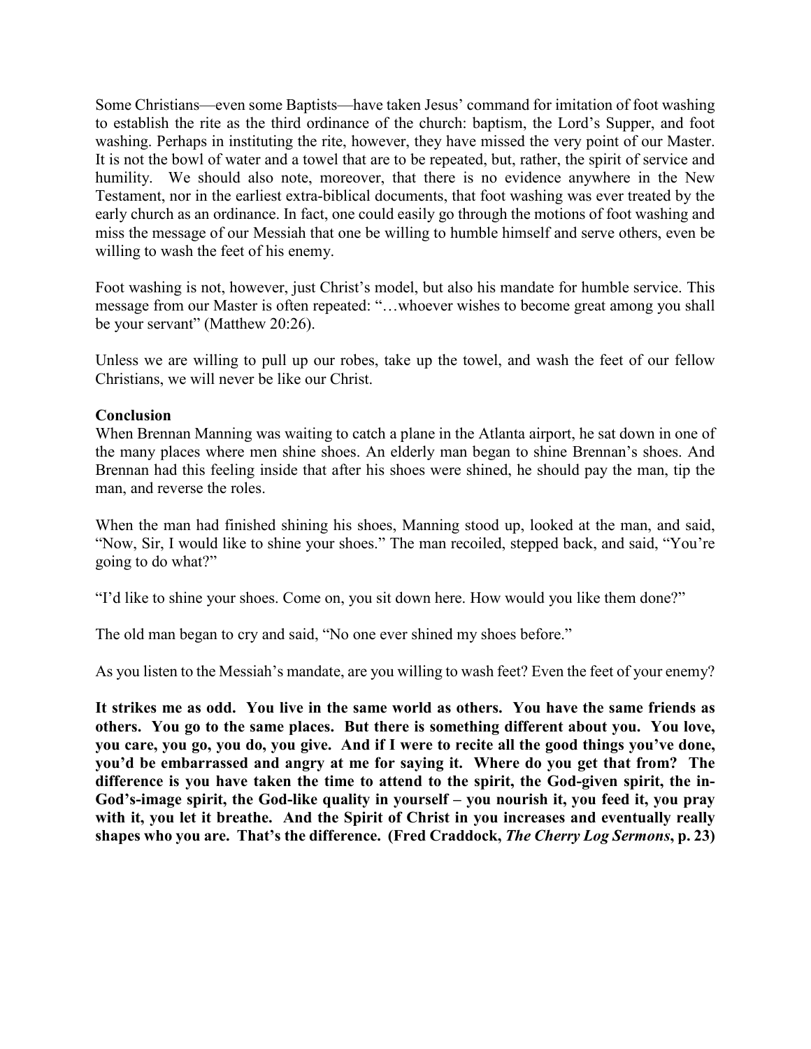Some Christians—even some Baptists—have taken Jesus' command for imitation of foot washing to establish the rite as the third ordinance of the church: baptism, the Lord's Supper, and foot washing. Perhaps in instituting the rite, however, they have missed the very point of our Master. It is not the bowl of water and a towel that are to be repeated, but, rather, the spirit of service and humility. We should also note, moreover, that there is no evidence anywhere in the New Testament, nor in the earliest extra-biblical documents, that foot washing was ever treated by the early church as an ordinance. In fact, one could easily go through the motions of foot washing and miss the message of our Messiah that one be willing to humble himself and serve others, even be willing to wash the feet of his enemy.

Foot washing is not, however, just Christ's model, but also his mandate for humble service. This message from our Master is often repeated: "…whoever wishes to become great among you shall be your servant" (Matthew 20:26).

Unless we are willing to pull up our robes, take up the towel, and wash the feet of our fellow Christians, we will never be like our Christ.

**Conclusion**

When Brennan Manning was waiting to catch a plane in the Atlanta airport, he sat down in one of the many places where men shine shoes. An elderly man began to shine Brennan's shoes. And Brennan had this feeling inside that after his shoes were shined, he should pay the man, tip the man, and reverse the roles.

When the man had finished shining his shoes, Manning stood up, looked at the man, and said, "Now, Sir, I would like to shine your shoes." The man recoiled, stepped back, and said, "You're going to do what?"

"I'd like to shine your shoes. Come on, you sit down here. How would you like them done?"

The old man began to cry and said, "No one ever shined my shoes before."

As you listen to the Messiah's mandate, are you willing to wash feet? Even the feet of your enemy?

**It strikes me as odd. You live in the same world as others. You have the same friends as others. You go to the same places. But there is something different about you. You love, you care, you go, you do, you give. And if I were to recite all the good things you've done, you'd be embarrassed and angry at me for saying it. Where do you get that from? The difference is you have taken the time to attend to the spirit, the God-given spirit, the in-God's-image spirit, the God-like quality in yourself – you nourish it, you feed it, you pray with it, you let it breathe. And the Spirit of Christ in you increases and eventually really shapes who you are. That's the difference. (Fred Craddock, *The Cherry Log Sermons*, p. 23)**